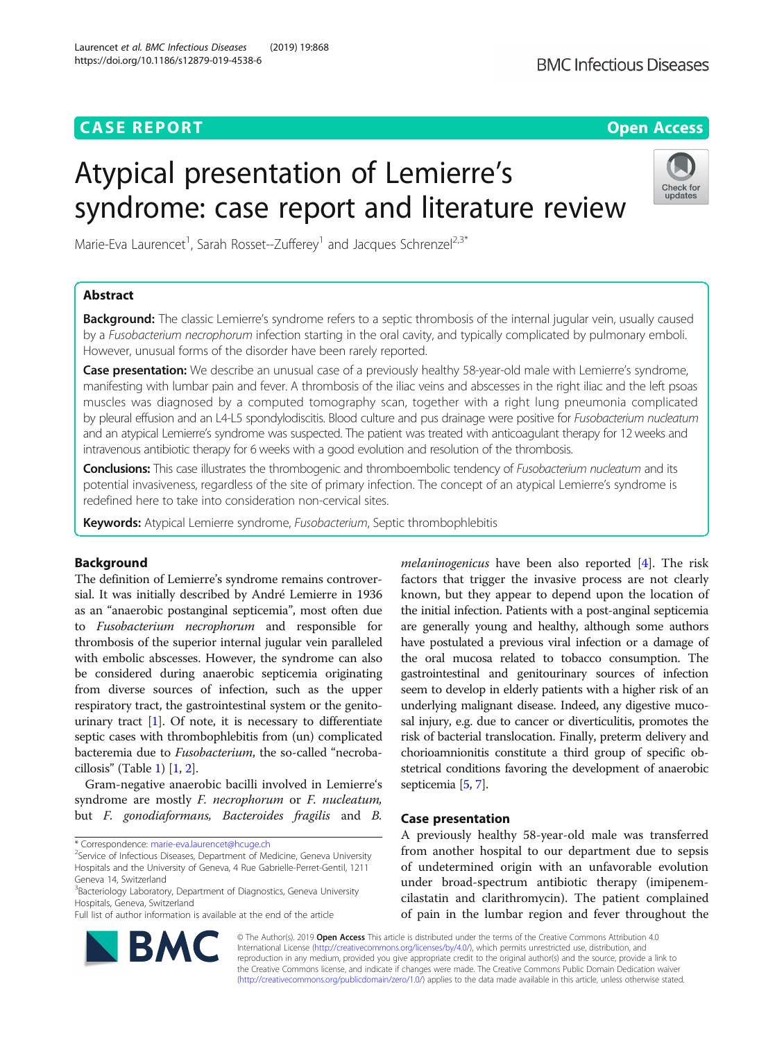CASE REPORT

Open Access

# Atypical presentation of Lemierre's syndrome: case report and literature review

Marie-Eva Laurencet[1], Sarah Rosset--Zufferey[1] and Jacques Schrenzel[2,3*]

## Abstract

**Background:** The classic Lemierre's syndrome refers to a septic thrombosis of the internal jugular vein, usually caused by a *Fusobacterium necrophorum* infection starting in the oral cavity, and typically complicated by pulmonary emboli. However, unusual forms of the disorder have been rarely reported.

**Case presentation:** We describe an unusual case of a previously healthy 58-year-old male with Lemierre's syndrome, manifesting with lumbar pain and fever. A thrombosis of the iliac veins and abscesses in the right iliac and the left psoas muscles was diagnosed by a computed tomography scan, together with a right lung pneumonia complicated by pleural effusion and an L4-L5 spondylodiscitis. Blood culture and pus drainage were positive for *Fusobacterium nucleatum* and an atypical Lemierre's syndrome was suspected. The patient was treated with anticoagulant therapy for 12 weeks and intravenous antibiotic therapy for 6 weeks with a good evolution and resolution of the thrombosis.

**Conclusions:** This case illustrates the thrombogenic and thromboembolic tendency of *Fusobacterium nucleatum* and its potential invasiveness, regardless of the site of primary infection. The concept of an atypical Lemierre's syndrome is redefined here to take into consideration non-cervical sites.

**Keywords:** Atypical Lemierre syndrome, *Fusobacterium*, Septic thrombophlebitis

## Background

The definition of Lemierre's syndrome remains controversial. It was initially described by André Lemierre in 1936 as an "anaerobic postanginal septicemia", most often due to *Fusobacterium necrophorum* and responsible for thrombosis of the superior internal jugular vein paralleled with embolic abscesses. However, the syndrome can also be considered during anaerobic septicemia originating from diverse sources of infection, such as the upper respiratory tract, the gastrointestinal system or the genitourinary tract [1]. Of note, it is necessary to differentiate septic cases with thrombophlebitis from (un) complicated bacteremia due to *Fusobacterium*, the so-called "necrobacillosis" (Table 1) [1, 2].

Gram-negative anaerobic bacilli involved in Lemierre's syndrome are mostly *F. necrophorum* or *F. nucleatum*, but *F. gonodiaformans*, *Bacteroides fragilis* and *B. melaninogenicus* have been also reported [4]. The risk factors that trigger the invasive process are not clearly known, but they appear to depend upon the location of the initial infection. Patients with a post-anginal septicemia are generally young and healthy, although some authors have postulated a previous viral infection or a damage of the oral mucosa related to tobacco consumption. The gastrointestinal and genitourinary sources of infection seem to develop in elderly patients with a higher risk of an underlying malignant disease. Indeed, any digestive mucosal injury, e.g. due to cancer or diverticulitis, promotes the risk of bacterial translocation. Finally, preterm delivery and chorioamnionitis constitute a third group of specific obstetrical conditions favoring the development of anaerobic septicemia [5, 7].

## Case presentation

A previously healthy 58-year-old male was transferred from another hospital to our department due to sepsis of undetermined origin with an unfavorable evolution under broad-spectrum antibiotic therapy (imipenem-cilastatin and clarithromycin). The patient complained of pain in the lumbar region and fever throughout the

\* Correspondence: marie-eva.laurencet@hcuge.ch
[2]Service of Infectious Diseases, Department of Medicine, Geneva University Hospitals and the University of Geneva, 4 Rue Gabrielle-Perret-Gentil, 1211 Geneva 14, Switzerland
[3]Bacteriology Laboratory, Department of Diagnostics, Geneva University Hospitals, Geneva, Switzerland
Full list of author information is available at the end of the article

© The Author(s). 2019 **Open Access** This article is distributed under the terms of the Creative Commons Attribution 4.0 International License (http://creativecommons.org/licenses/by/4.0/), which permits unrestricted use, distribution, and reproduction in any medium, provided you give appropriate credit to the original author(s) and the source, provide a link to the Creative Commons license, and indicate if changes were made. The Creative Commons Public Domain Dedication waiver (http://creativecommons.org/publicdomain/zero/1.0/) applies to the data made available in this article, unless otherwise stated.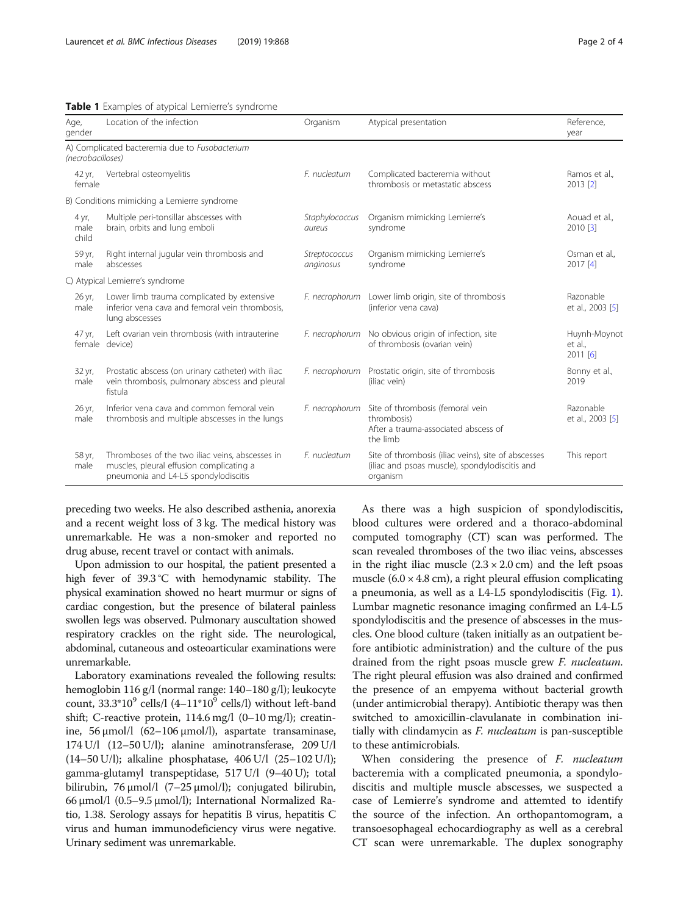**Table 1** Examples of atypical Lemierre's syndrome

| Age, gender | Location of the infection | Organism | Atypical presentation | Reference, year |
|---|---|---|---|---|
| A) Complicated bacteremia due to *Fusobacterium* (necrobacilloses) | | | | |
| 42 yr, female | Vertebral osteomyelitis | *F. nucleatum* | Complicated bacteremia without thrombosis or metastatic abscess | Ramos et al., 2013 [2] |
| B) Conditions mimicking a Lemierre syndrome | | | | |
| 4 yr, male child | Multiple peri-tonsillar abscesses with brain, orbits and lung emboli | *Staphylococcus aureus* | Organism mimicking Lemierre's syndrome | Aouad et al., 2010 [3] |
| 59 yr, male | Right internal jugular vein thrombosis and abscesses | *Streptococcus anginosus* | Organism mimicking Lemierre's syndrome | Osman et al., 2017 [4] |
| C) Atypical Lemierre's syndrome | | | | |
| 26 yr, male | Lower limb trauma complicated by extensive inferior vena cava and femoral vein thrombosis, lung abscesses | *F. necrophorum* | Lower limb origin, site of thrombosis (inferior vena cava) | Razonable et al., 2003 [5] |
| 47 yr, female | Left ovarian vein thrombosis (with intrauterine device) | *F. necrophorum* | No obvious origin of infection, site of thrombosis (ovarian vein) | Huynh-Moynot et al., 2011 [6] |
| 32 yr, male | Prostatic abscess (on urinary catheter) with iliac vein thrombosis, pulmonary abscess and pleural fistula | *F. necrophorum* | Prostatic origin, site of thrombosis (iliac vein) | Bonny et al., 2019 |
| 26 yr, male | Inferior vena cava and common femoral vein thrombosis and multiple abscesses in the lungs | *F. necrophorum* | Site of thrombosis (femoral vein thrombosis) After a trauma-associated abscess of the limb | Razonable et al., 2003 [5] |
| 58 yr, male | Thromboses of the two iliac veins, abscesses in muscles, pleural effusion complicating a pneumonia and L4-L5 spondylodiscitis | *F. nucleatum* | Site of thrombosis (iliac veins), site of abscesses (iliac and psoas muscle), spondylodiscitis and organism | This report |

preceding two weeks. He also described asthenia, anorexia and a recent weight loss of 3 kg. The medical history was unremarkable. He was a non-smoker and reported no drug abuse, recent travel or contact with animals.

Upon admission to our hospital, the patient presented a high fever of 39.3 °C with hemodynamic stability. The physical examination showed no heart murmur or signs of cardiac congestion, but the presence of bilateral painless swollen legs was observed. Pulmonary auscultation showed respiratory crackles on the right side. The neurological, abdominal, cutaneous and osteoarticular examinations were unremarkable.

Laboratory examinations revealed the following results: hemoglobin 116 g/l (normal range: 140–180 g/l); leukocyte count, $33.3*10^9$ cells/l ($4–11*10^9$ cells/l) without left-band shift; C-reactive protein, 114.6 mg/l (0–10 mg/l); creatinine, 56 μmol/l (62–106 μmol/l), aspartate transaminase, 174 U/l (12–50 U/l); alanine aminotransferase, 209 U/l (14–50 U/l); alkaline phosphatase, 406 U/l (25–102 U/l); gamma-glutamyl transpeptidase, 517 U/l (9–40 U); total bilirubin, 76 μmol/l (7–25 μmol/l); conjugated bilirubin, 66 μmol/l (0.5–9.5 μmol/l); International Normalized Ratio, 1.38. Serology assays for hepatitis B virus, hepatitis C virus and human immunodeficiency virus were negative. Urinary sediment was unremarkable.

As there was a high suspicion of spondylodiscitis, blood cultures were ordered and a thoraco-abdominal computed tomography (CT) scan was performed. The scan revealed thromboses of the two iliac veins, abscesses in the right iliac muscle (2.3 × 2.0 cm) and the left psoas muscle (6.0 × 4.8 cm), a right pleural effusion complicating a pneumonia, as well as a L4-L5 spondylodiscitis (Fig. 1). Lumbar magnetic resonance imaging confirmed an L4-L5 spondylodiscitis and the presence of abscesses in the muscles. One blood culture (taken initially as an outpatient before antibiotic administration) and the culture of the pus drained from the right psoas muscle grew *F. nucleatum*. The right pleural effusion was also drained and confirmed the presence of an empyema without bacterial growth (under antimicrobial therapy). Antibiotic therapy was then switched to amoxicillin-clavulanate in combination initially with clindamycin as *F. nucleatum* is pan-susceptible to these antimicrobials.

When considering the presence of *F. nucleatum* bacteremia with a complicated pneumonia, a spondylodiscitis and multiple muscle abscesses, we suspected a case of Lemierre's syndrome and attemted to identify the source of the infection. An orthopantomogram, a transoesophageal echocardiography as well as a cerebral CT scan were unremarkable. The duplex sonography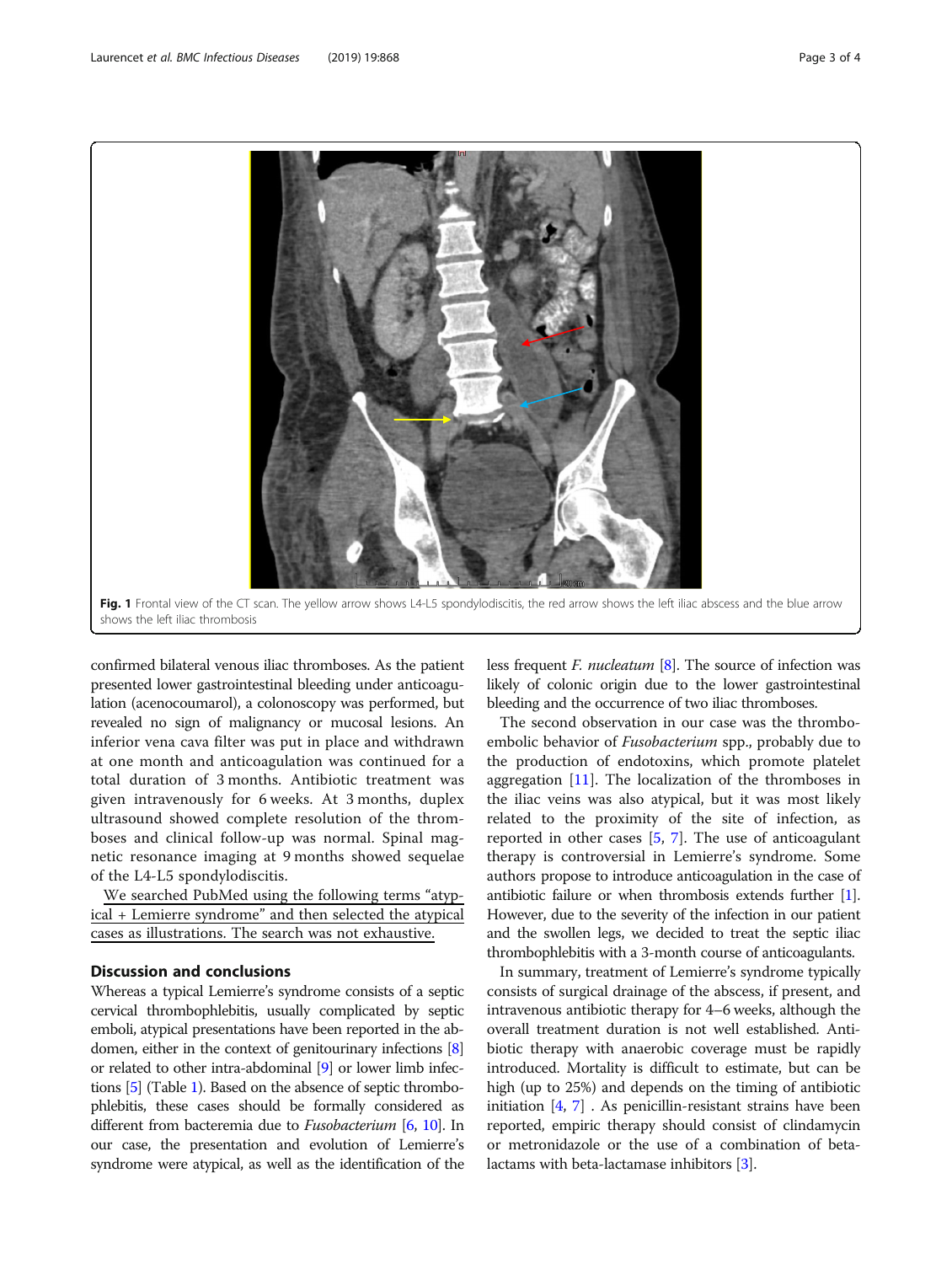Fig. 1 Frontal view of the CT scan. The yellow arrow shows L4-L5 spondylodiscitis, the red arrow shows the left iliac abscess and the blue arrow shows the left iliac thrombosis

confirmed bilateral venous iliac thromboses. As the patient presented lower gastrointestinal bleeding under anticoagulation (acenocoumarol), a colonoscopy was performed, but revealed no sign of malignancy or mucosal lesions. An inferior vena cava filter was put in place and withdrawn at one month and anticoagulation was continued for a total duration of 3 months. Antibiotic treatment was given intravenously for 6 weeks. At 3 months, duplex ultrasound showed complete resolution of the thromboses and clinical follow-up was normal. Spinal magnetic resonance imaging at 9 months showed sequelae of the L4-L5 spondylodiscitis.

We searched PubMed using the following terms "atypical + Lemierre syndrome" and then selected the atypical cases as illustrations. The search was not exhaustive.

## Discussion and conclusions

Whereas a typical Lemierre's syndrome consists of a septic cervical thrombophlebitis, usually complicated by septic emboli, atypical presentations have been reported in the abdomen, either in the context of genitourinary infections [8] or related to other intra-abdominal [9] or lower limb infections [5] (Table 1). Based on the absence of septic thrombophlebitis, these cases should be formally considered as different from bacteremia due to *Fusobacterium* [6, 10]. In our case, the presentation and evolution of Lemierre's syndrome were atypical, as well as the identification of the less frequent *F. nucleatum* [8]. The source of infection was likely of colonic origin due to the lower gastrointestinal bleeding and the occurrence of two iliac thromboses.

The second observation in our case was the thromboembolic behavior of *Fusobacterium* spp., probably due to the production of endotoxins, which promote platelet aggregation [11]. The localization of the thromboses in the iliac veins was also atypical, but it was most likely related to the proximity of the site of infection, as reported in other cases [5, 7]. The use of anticoagulant therapy is controversial in Lemierre's syndrome. Some authors propose to introduce anticoagulation in the case of antibiotic failure or when thrombosis extends further [1]. However, due to the severity of the infection in our patient and the swollen legs, we decided to treat the septic iliac thrombophlebitis with a 3-month course of anticoagulants.

In summary, treatment of Lemierre's syndrome typically consists of surgical drainage of the abscess, if present, and intravenous antibiotic therapy for 4–6 weeks, although the overall treatment duration is not well established. Antibiotic therapy with anaerobic coverage must be rapidly introduced. Mortality is difficult to estimate, but can be high (up to 25%) and depends on the timing of antibiotic initiation [4, 7] . As penicillin-resistant strains have been reported, empiric therapy should consist of clindamycin or metronidazole or the use of a combination of beta-lactams with beta-lactamase inhibitors [3].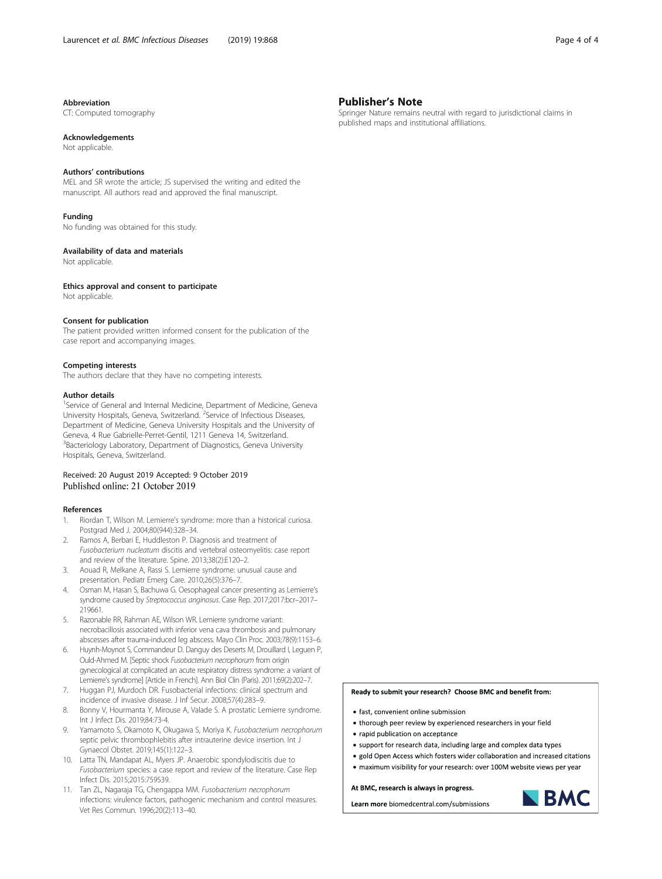### Abbreviation

CT: Computed tomography

### Acknowledgements

Not applicable.

### Authors' contributions

MEL and SR wrote the article; JS supervised the writing and edited the manuscript. All authors read and approved the final manuscript.

### Funding

No funding was obtained for this study.

### Availability of data and materials

Not applicable.

### Ethics approval and consent to participate

Not applicable.

### Consent for publication

The patient provided written informed consent for the publication of the case report and accompanying images.

### Competing interests

The authors declare that they have no competing interests.

### Author details

[1]Service of General and Internal Medicine, Department of Medicine, Geneva University Hospitals, Geneva, Switzerland. [2]Service of Infectious Diseases, Department of Medicine, Geneva University Hospitals and the University of Geneva, 4 Rue Gabrielle-Perret-Gentil, 1211 Geneva 14, Switzerland. [3]Bacteriology Laboratory, Department of Diagnostics, Geneva University Hospitals, Geneva, Switzerland.

Received: 20 August 2019 Accepted: 9 October 2019
Published online: 21 October 2019

### References

1. Riordan T, Wilson M. Lemierre's syndrome: more than a historical curiosa. Postgrad Med J. 2004;80(944):328–34.
2. Ramos A, Berbari E, Huddleston P. Diagnosis and treatment of *Fusobacterium nucleatum* discitis and vertebral osteomyelitis: case report and review of the literature. Spine. 2013;38(2):E120–2.
3. Aouad R, Melkane A, Rassi S. Lemierre syndrome: unusual cause and presentation. Pediatr Emerg Care. 2010;26(5):376–7.
4. Osman M, Hasan S, Bachuwa G. Oesophageal cancer presenting as Lemierre's syndrome caused by *Streptococcus anginosus*. Case Rep. 2017;2017:bcr–2017–219661.
5. Razonable RR, Rahman AE, Wilson WR. Lemierre syndrome variant: necrobacillosis associated with inferior vena cava thrombosis and pulmonary abscesses after trauma-induced leg abscess. Mayo Clin Proc. 2003;78(9):1153–6.
6. Huynh-Moynot S, Commandeur D. Danguy des Deserts M, Drouillard I, Leguen P, Ould-Ahmed M. [Septic shock *Fusobacterium necrophorum* from origin gynecological at complicated an acute respiratory distress syndrome: a variant of Lemierre's syndrome] [Article in French]. Ann Biol Clin (Paris). 2011;69(2):202–7.
7. Huggan PJ, Murdoch DR. Fusobacterial infections: clinical spectrum and incidence of invasive disease. J Inf Secur. 2008;57(4):283–9.
8. Bonny V, Hourmanta Y, Mirouse A, Valade S. A prostatic Lemierre syndrome. Int J Infect Dis. 2019;84:73-4.
9. Yamamoto S, Okamoto K, Okugawa S, Moriya K. *Fusobacterium necrophorum* septic pelvic thrombophlebitis after intrauterine device insertion. Int J Gynaecol Obstet. 2019;145(1):122–3.
10. Latta TN, Mandapat AL, Myers JP. Anaerobic spondylodiscitis due to *Fusobacterium* species: a case report and review of the literature. Case Rep Infect Dis. 2015;2015:759539.
11. Tan ZL, Nagaraja TG, Chengappa MM. *Fusobacterium necrophorum* infections: virulence factors, pathogenic mechanism and control measures. Vet Res Commun. 1996;20(2):113–40.

## Publisher's Note

Springer Nature remains neutral with regard to jurisdictional claims in published maps and institutional affiliations.

**Ready to submit your research? Choose BMC and benefit from:**

- fast, convenient online submission
- thorough peer review by experienced researchers in your field
- rapid publication on acceptance
- support for research data, including large and complex data types
- gold Open Access which fosters wider collaboration and increased citations
- maximum visibility for your research: over 100M website views per year

**At BMC, research is always in progress.**

**Learn more** biomedcentral.com/submissions

BMC